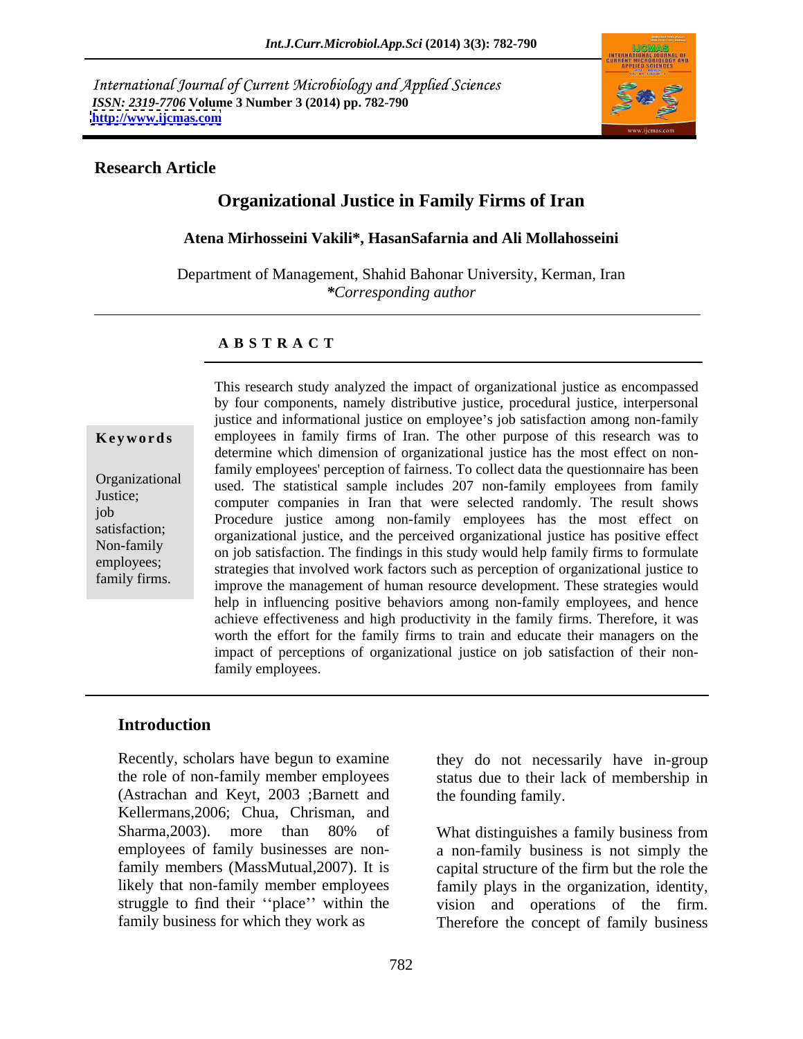International Journal of Current Microbiology and Applied Sciences
*ISSN: 2319-7706* **Volume 3 Number 3 (2014) pp. 782-790**
**http://www.ijcmas.com**

**Research Article**

# Organizational Justice in Family Firms of Iran

**Atena Mirhosseini Vakili\*, HasanSafarnia and Ali Mollahosseini**

Department of Management, Shahid Bahonar University, Kerman, Iran
*\*Corresponding author*

## ABSTRACT

**Keywords**

Organizational Justice; job satisfaction; Non-family employees; family firms.

This research study analyzed the impact of organizational justice as encompassed by four components, namely distributive justice, procedural justice, interpersonal justice and informational justice on employee's job satisfaction among non-family employees in family firms of Iran. The other purpose of this research was to determine which dimension of organizational justice has the most effect on non-family employees' perception of fairness. To collect data the questionnaire has been used. The statistical sample includes 207 non-family employees from family computer companies in Iran that were selected randomly. The result shows Procedure justice among non-family employees has the most effect on organizational justice, and the perceived organizational justice has positive effect on job satisfaction. The findings in this study would help family firms to formulate strategies that involved work factors such as perception of organizational justice to improve the management of human resource development. These strategies would help in influencing positive behaviors among non-family employees, and hence achieve effectiveness and high productivity in the family firms. Therefore, it was worth the effort for the family firms to train and educate their managers on the impact of perceptions of organizational justice on job satisfaction of their non-family employees.

## Introduction

Recently, scholars have begun to examine the role of non-family member employees (Astrachan and Keyt, 2003 ;Barnett and Kellermans,2006; Chua, Chrisman, and Sharma,2003). more than 80% of employees of family businesses are non-family members (MassMutual,2007). It is likely that non-family member employees struggle to find their ''place'' within the family business for which they work as they do not necessarily have in-group status due to their lack of membership in the founding family.

What distinguishes a family business from a non-family business is not simply the capital structure of the firm but the role the family plays in the organization, identity, vision and operations of the firm. Therefore the concept of family business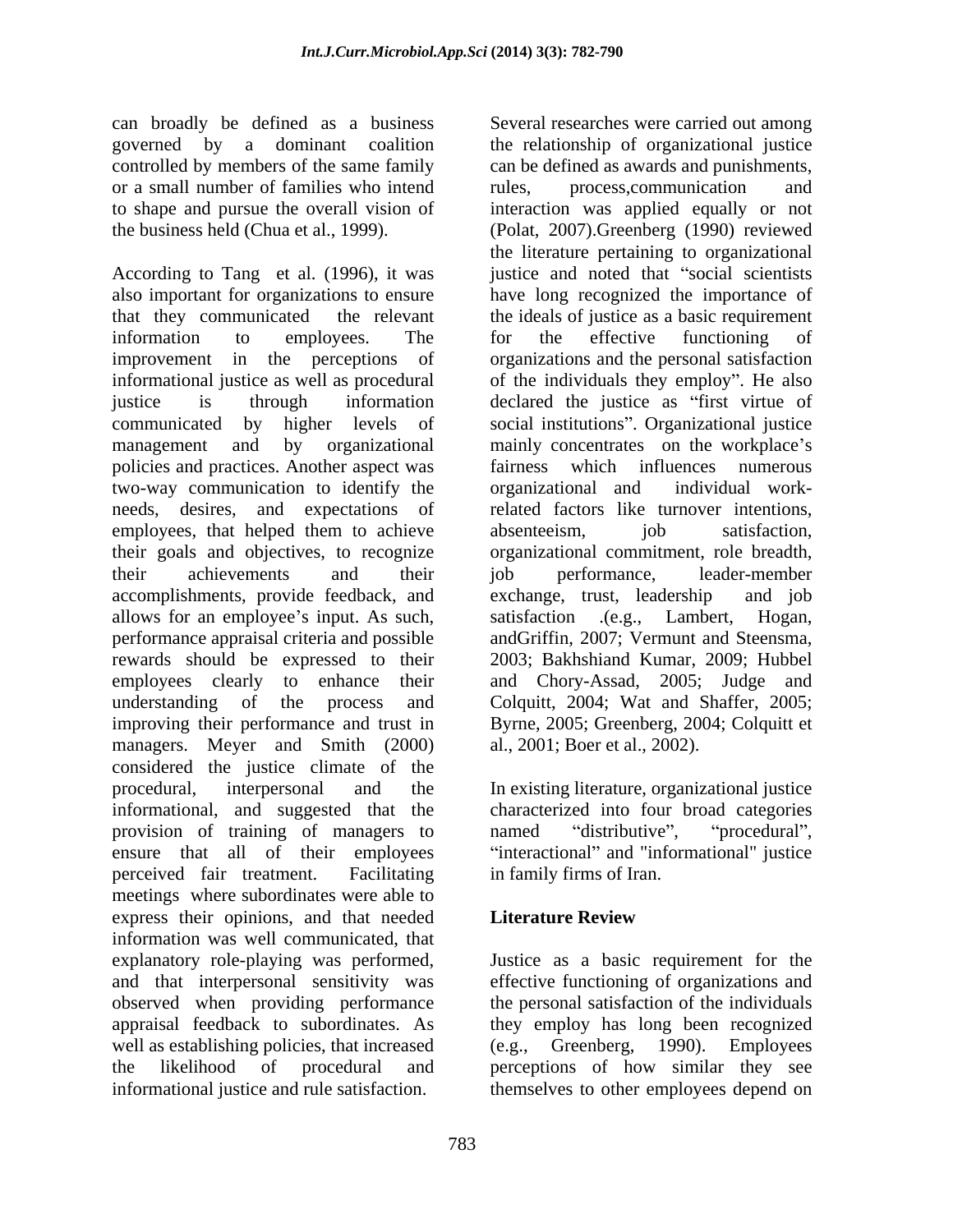can broadly be defined as a business governed by a dominant coalition controlled by members of the same family or a small number of families who intend to shape and pursue the overall vision of the business held (Chua et al., 1999).

According to Tang et al. (1996), it was also important for organizations to ensure that they communicated the relevant information to employees. The improvement in the perceptions of informational justice as well as procedural justice is through information communicated by higher levels of management and by organizational policies and practices. Another aspect was two-way communication to identify the needs, desires, and expectations of employees, that helped them to achieve their goals and objectives, to recognize their achievements and their accomplishments, provide feedback, and allows for an employee's input. As such, performance appraisal criteria and possible rewards should be expressed to their employees clearly to enhance their understanding of the process and improving their performance and trust in managers. Meyer and Smith (2000) considered the justice climate of the procedural, interpersonal and the informational, and suggested that the provision of training of managers to ensure that all of their employees perceived fair treatment. Facilitating meetings where subordinates were able to express their opinions, and that needed information was well communicated, that explanatory role-playing was performed, and that interpersonal sensitivity was observed when providing performance appraisal feedback to subordinates. As well as establishing policies, that increased the likelihood of procedural and informational justice and rule satisfaction.

Several researches were carried out among the relationship of organizational justice can be defined as awards and punishments, rules, process,communication and interaction was applied equally or not (Polat, 2007).Greenberg (1990) reviewed the literature pertaining to organizational justice and noted that "social scientists have long recognized the importance of the ideals of justice as a basic requirement for the effective functioning of organizations and the personal satisfaction of the individuals they employ". He also declared the justice as "first virtue of social institutions". Organizational justice mainly concentrates on the workplace's fairness which influences numerous organizational and individual work-related factors like turnover intentions, absenteeism, job satisfaction, organizational commitment, role breadth, job performance, leader-member exchange, trust, leadership and job satisfaction .(e.g., Lambert, Hogan, andGriffin, 2007; Vermunt and Steensma, 2003; Bakhshiand Kumar, 2009; Hubbel and Chory-Assad, 2005; Judge and Colquitt, 2004; Wat and Shaffer, 2005; Byrne, 2005; Greenberg, 2004; Colquitt et al., 2001; Boer et al., 2002).

In existing literature, organizational justice characterized into four broad categories named "distributive", "procedural", "interactional" and "informational" justice in family firms of Iran.

## Literature Review

Justice as a basic requirement for the effective functioning of organizations and the personal satisfaction of the individuals they employ has long been recognized (e.g., Greenberg, 1990). Employees perceptions of how similar they see themselves to other employees depend on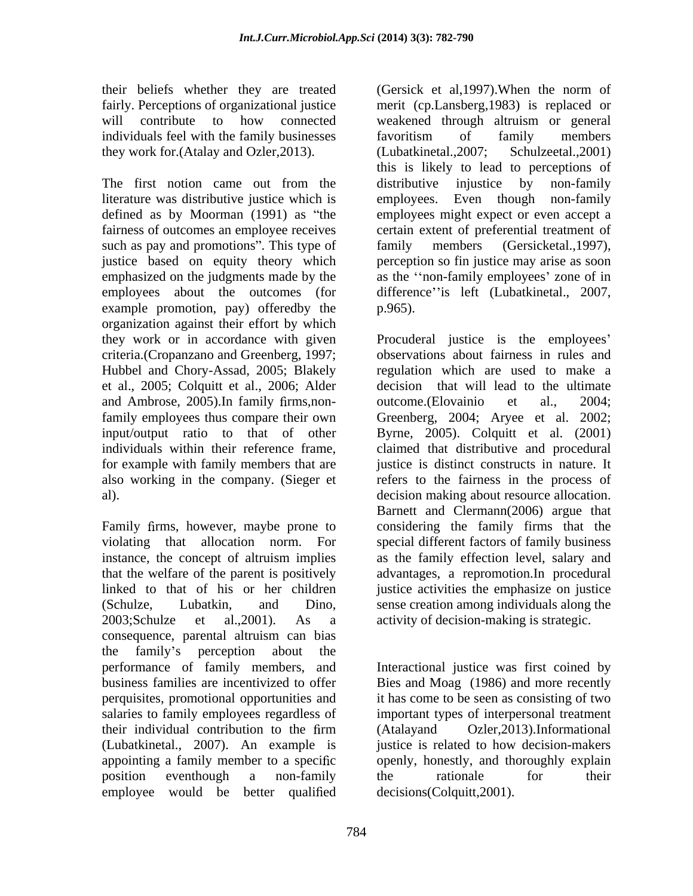their beliefs whether they are treated fairly. Perceptions of organizational justice will contribute to how connected individuals feel with the family businesses they work for.(Atalay and Ozler,2013).

The first notion came out from the literature was distributive justice which is defined as by Moorman (1991) as "the fairness of outcomes an employee receives such as pay and promotions". This type of justice based on equity theory which emphasized on the judgments made by the employees about the outcomes (for example promotion, pay) offeredby the organization against their effort by which they work or in accordance with given criteria.(Cropanzano and Greenberg, 1997; Hubbel and Chory-Assad, 2005; Blakely et al., 2005; Colquitt et al., 2006; Alder and Ambrose, 2005).In family firms,non-family employees thus compare their own input/output ratio to that of other individuals within their reference frame, for example with family members that are also working in the company. (Sieger et al).

Family firms, however, maybe prone to violating that allocation norm. For instance, the concept of altruism implies that the welfare of the parent is positively linked to that of his or her children (Schulze, Lubatkin, and Dino, 2003;Schulze et al.,2001). As a consequence, parental altruism can bias the family's perception about the performance of family members, and business families are incentivized to offer perquisites, promotional opportunities and salaries to family employees regardless of their individual contribution to the firm (Lubatkinetal., 2007). An example is appointing a family member to a specific position eventhough a non-family employee would be better qualified (Gersick et al,1997).When the norm of merit (cp.Lansberg,1983) is replaced or weakened through altruism or general favoritism of family members (Lubatkinetal.,2007; Schulzeetal.,2001) this is likely to lead to perceptions of distributive injustice by non-family employees. Even though non-family employees might expect or even accept a certain extent of preferential treatment of family members (Gersicketal.,1997), perception so fin justice may arise as soon as the ''non-family employees' zone of in difference''is left (Lubatkinetal., 2007, p.965).

Procuderal justice is the employees' observations about fairness in rules and regulation which are used to make a decision that will lead to the ultimate outcome.(Elovainio et al., 2004; Greenberg, 2004; Aryee et al. 2002; Byrne, 2005). Colquitt et al. (2001) claimed that distributive and procedural justice is distinct constructs in nature. It refers to the fairness in the process of decision making about resource allocation. Barnett and Clermann(2006) argue that considering the family firms that the special different factors of family business as the family effection level, salary and advantages, a repromotion.In procedural justice activities the emphasize on justice sense creation among individuals along the activity of decision-making is strategic.

Interactional justice was first coined by Bies and Moag (1986) and more recently it has come to be seen as consisting of two important types of interpersonal treatment (Atalayand Ozler,2013).Informational justice is related to how decision-makers openly, honestly, and thoroughly explain the rationale for their decisions(Colquitt,2001).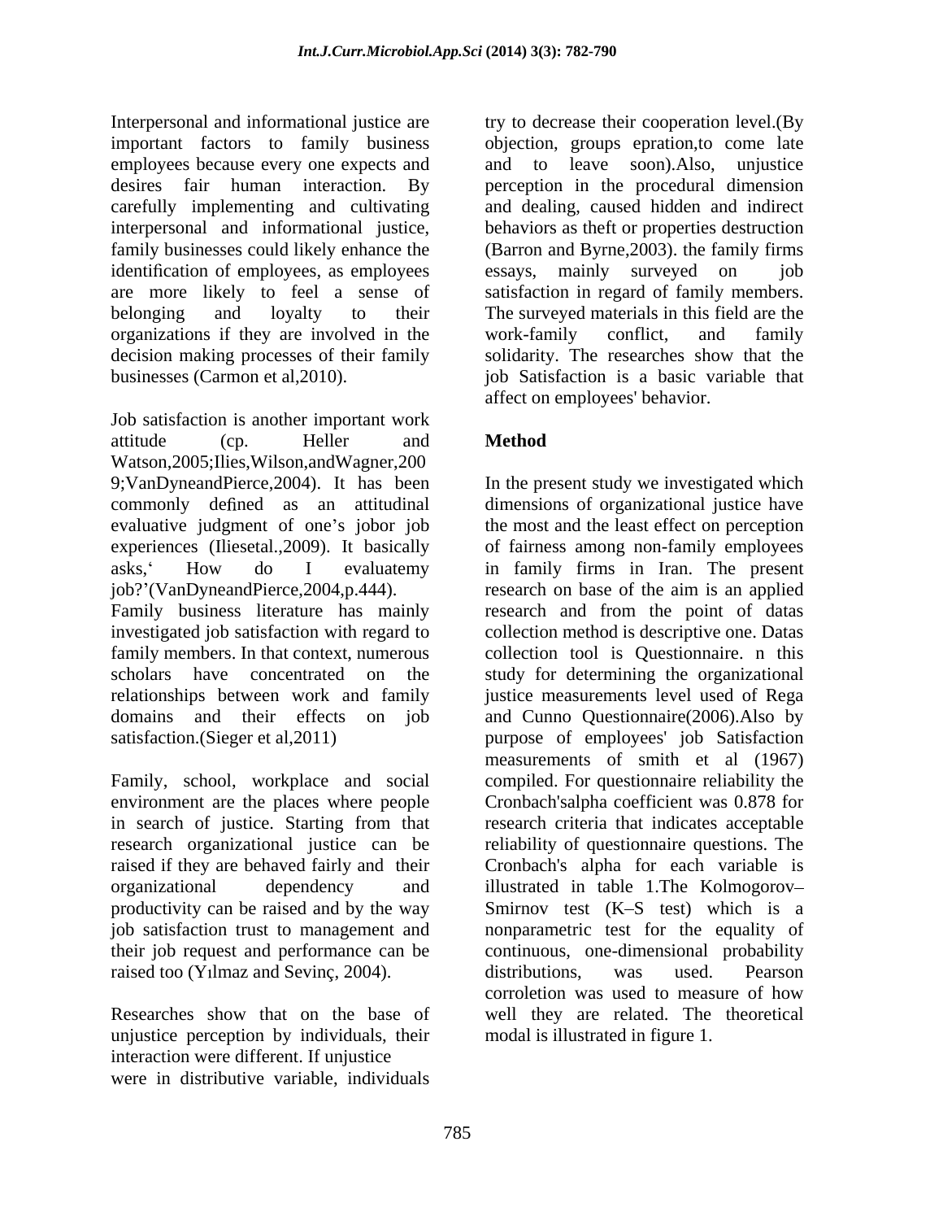Interpersonal and informational justice are important factors to family business employees because every one expects and desires fair human interaction. By carefully implementing and cultivating interpersonal and informational justice, family businesses could likely enhance the identification of employees, as employees are more likely to feel a sense of belonging and loyalty to their organizations if they are involved in the decision making processes of their family businesses (Carmon et al,2010).

Job satisfaction is another important work attitude (cp. Heller and Watson,2005;Ilies,Wilson,andWagner,2009;VanDyneandPierce,2004). It has been commonly defined as an attitudinal evaluative judgment of one's jobor job experiences (Iliesetal.,2009). It basically asks,' How do I evaluatemy job?'(VanDyneandPierce,2004,p.444). Family business literature has mainly investigated job satisfaction with regard to family members. In that context, numerous scholars have concentrated on the relationships between work and family domains and their effects on job satisfaction.(Sieger et al,2011)

Family, school, workplace and social environment are the places where people in search of justice. Starting from that research organizational justice can be raised if they are behaved fairly and their organizational dependency and productivity can be raised and by the way job satisfaction trust to management and their job request and performance can be raised too (Yılmaz and Sevinç, 2004).

Researches show that on the base of unjustice perception by individuals, their interaction were different. If unjustice were in distributive variable, individuals try to decrease their cooperation level.(By objection, groups epration,to come late and to leave soon).Also, unjustice perception in the procedural dimension and dealing, caused hidden and indirect behaviors as theft or properties destruction (Barron and Byrne,2003). the family firms essays, mainly surveyed on job satisfaction in regard of family members. The surveyed materials in this field are the work-family conflict, and family solidarity. The researches show that the job Satisfaction is a basic variable that affect on employees' behavior.

## Method

In the present study we investigated which dimensions of organizational justice have the most and the least effect on perception of fairness among non-family employees in family firms in Iran. The present research on base of the aim is an applied research and from the point of datas collection method is descriptive one. Datas collection tool is Questionnaire. n this study for determining the organizational justice measurements level used of Rega and Cunno Questionnaire(2006).Also by purpose of employees' job Satisfaction measurements of smith et al (1967) compiled. For questionnaire reliability the Cronbach'salpha coefficient was 0.878 for research criteria that indicates acceptable reliability of questionnaire questions. The Cronbach's alpha for each variable is illustrated in table 1.The Kolmogorov–Smirnov test (K–S test) which is a nonparametric test for the equality of continuous, one-dimensional probability distributions, was used. Pearson corroletion was used to measure of how well they are related. The theoretical modal is illustrated in figure 1.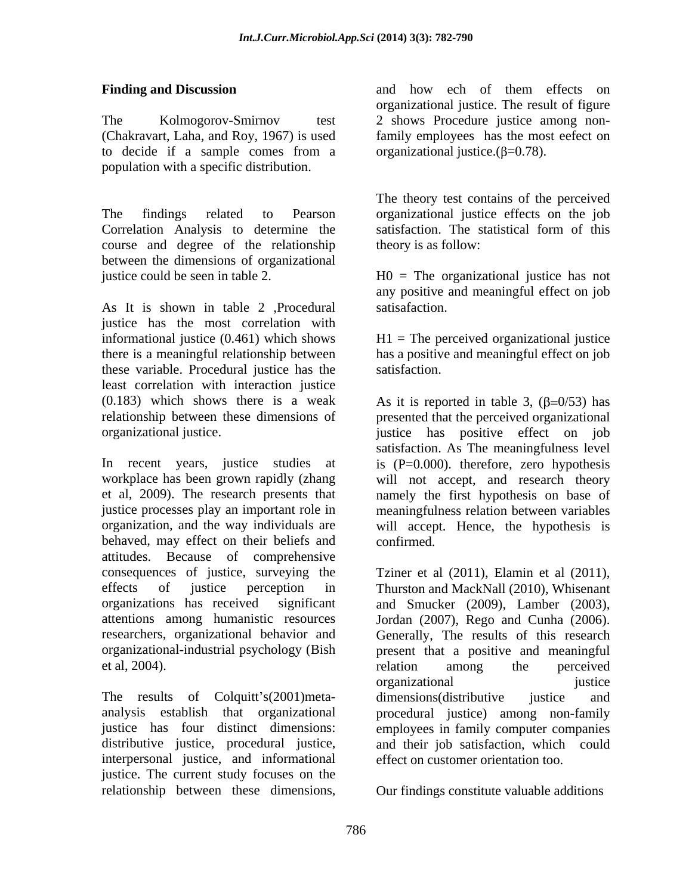**Finding and Discussion**

The Kolmogorov-Smirnov test (Chakravart, Laha, and Roy, 1967) is used to decide if a sample comes from a population with a specific distribution.

The findings related to Pearson Correlation Analysis to determine the course and degree of the relationship between the dimensions of organizational justice could be seen in table 2.

As It is shown in table 2 ,Procedural justice has the most correlation with informational justice (0.461) which shows there is a meaningful relationship between these variable. Procedural justice has the least correlation with interaction justice (0.183) which shows there is a weak relationship between these dimensions of organizational justice.

In recent years, justice studies at workplace has been grown rapidly (zhang et al, 2009). The research presents that justice processes play an important role in organization, and the way individuals are behaved, may effect on their beliefs and attitudes. Because of comprehensive consequences of justice, surveying the effects of justice perception in organizations has received significant attentions among humanistic resources researchers, organizational behavior and organizational-industrial psychology (Bish et al, 2004).

The results of Colquitt's(2001)meta-analysis establish that organizational justice has four distinct dimensions: distributive justice, procedural justice, interpersonal justice, and informational justice. The current study focuses on the relationship between these dimensions, and how ech of them effects on organizational justice. The result of figure 2 shows Procedure justice among non-family employees has the most eefect on organizational justice.($\beta$=0.78).

The theory test contains of the perceived organizational justice effects on the job satisfaction. The statistical form of this theory is as follow:

H0 = The organizational justice has not any positive and meaningful effect on job satisafaction.

H1 = The perceived organizational justice has a positive and meaningful effect on job satisfaction.

As it is reported in table 3, ($\beta$=0/53) has presented that the perceived organizational justice has positive effect on job satisfaction. As The meaningfulness level is (P=0.000). therefore, zero hypothesis will not accept, and research theory namely the first hypothesis on base of meaningfulness relation between variables will accept. Hence, the hypothesis is confirmed.

Tziner et al (2011), Elamin et al (2011), Thurston and MackNall (2010), Whisenant and Smucker (2009), Lamber (2003), Jordan (2007), Rego and Cunha (2006). Generally, The results of this research present that a positive and meaningful relation among the perceived organizational justice dimensions(distributive justice and procedural justice) among non-family employees in family computer companies and their job satisfaction, which could effect on customer orientation too.

Our findings constitute valuable additions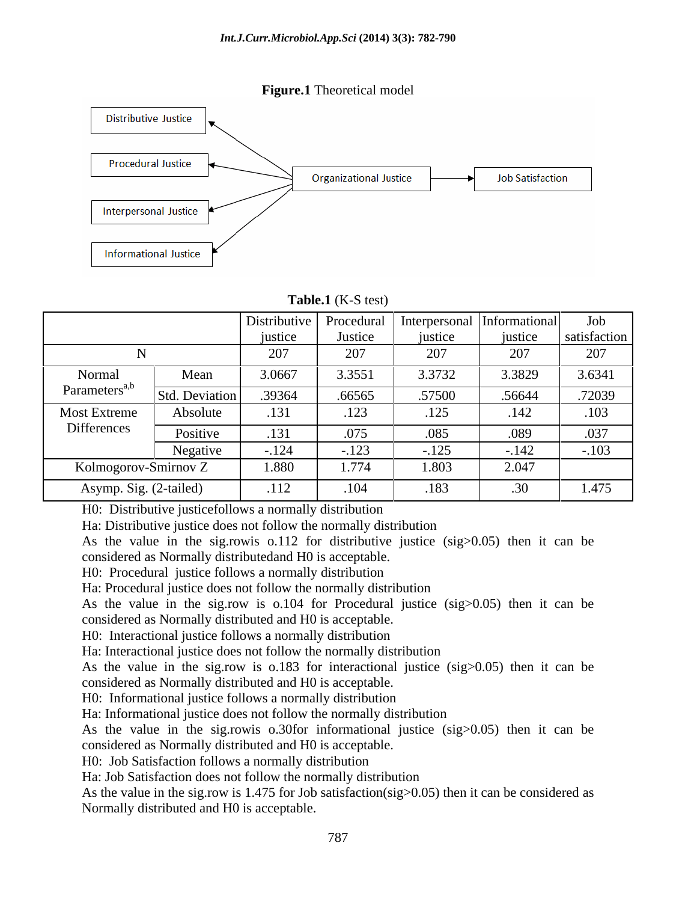**Figure.1** Theoretical model

Distributive Justice

Procedural Justice

Interpersonal Justice

Informational Justice

Organizational Justice

Job Satisfaction

**Table.1** (K-S test)

| | | Distributive justice | Procedural Justice | Interpersonal justice | Informational justice | Job satisfaction |
|---|---|---|---|---|---|---|
| N | | 207 | 207 | 207 | 207 | 207 |
| Normal Parameters[a,b] | Mean | 3.0667 | 3.3551 | 3.3732 | 3.3829 | 3.6341 |
| | Std. Deviation | .39364 | .66565 | .57500 | .56644 | .72039 |
| Most Extreme Differences | Absolute | .131 | .123 | .125 | .142 | .103 |
| | Positive | .131 | .075 | .085 | .089 | .037 |
| | Negative | -.124 | -.123 | -.125 | -.142 | -.103 |
| Kolmogorov-Smirnov Z | | 1.880 | 1.774 | 1.803 | 2.047 | |
| Asymp. Sig. (2-tailed) | | .112 | .104 | .183 | .30 | 1.475 |

H0: Distributive justicefollows a normally distribution
Ha: Distributive justice does not follow the normally distribution
As the value in the sig.rowis o.112 for distributive justice (sig>0.05) then it can be considered as Normally distributedand H0 is acceptable.
H0: Procedural justice follows a normally distribution
Ha: Procedural justice does not follow the normally distribution
As the value in the sig.row is o.104 for Procedural justice (sig>0.05) then it can be considered as Normally distributed and H0 is acceptable.
H0: Interactional justice follows a normally distribution
Ha: Interactional justice does not follow the normally distribution
As the value in the sig.row is o.183 for interactional justice (sig>0.05) then it can be considered as Normally distributed and H0 is acceptable.
H0: Informational justice follows a normally distribution
Ha: Informational justice does not follow the normally distribution
As the value in the sig.rowis o.30for informational justice (sig>0.05) then it can be considered as Normally distributed and H0 is acceptable.
H0: Job Satisfaction follows a normally distribution
Ha: Job Satisfaction does not follow the normally distribution
As the value in the sig.row is 1.475 for Job satisfaction(sig>0.05) then it can be considered as Normally distributed and H0 is acceptable.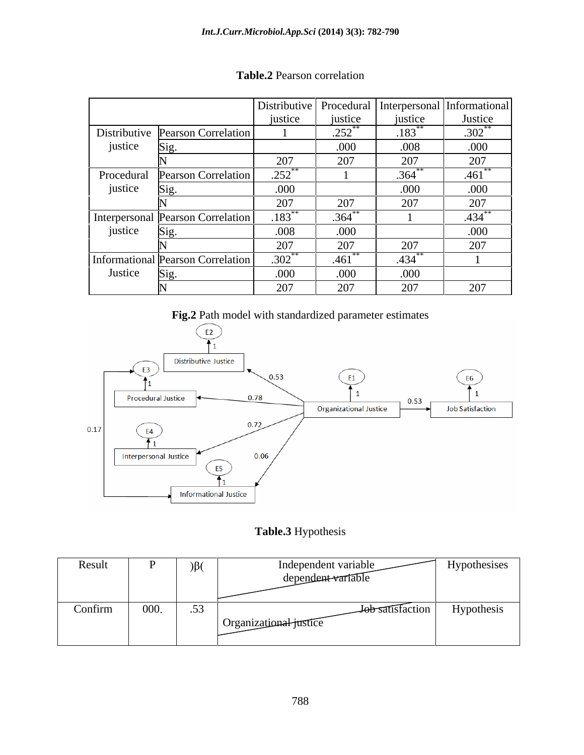**Table.2** Pearson correlation

| | | Distributive justice | Procedural justice | Interpersonal justice | Informational Justice |
|---|---|---|---|---|---|
| Distributive justice | Pearson Correlation | 1 | .252** | .183** | .302** |
| | Sig. | | .000 | .008 | .000 |
| | N | 207 | 207 | 207 | 207 |
| Procedural justice | Pearson Correlation | .252** | 1 | .364** | .461** |
| | Sig. | .000 | | .000 | .000 |
| | N | 207 | 207 | 207 | 207 |
| Interpersonal justice | Pearson Correlation | .183** | .364** | 1 | .434** |
| | Sig. | .008 | .000 | | .000 |
| | N | 207 | 207 | 207 | 207 |
| Informational Justice | Pearson Correlation | .302** | .461** | .434** | 1 |
| | Sig. | .000 | .000 | .000 | |
| | N | 207 | 207 | 207 | 207 |

**Fig.2** Path model with standardized parameter estimates

**Table.3** Hypothesis

| Result | P | )β( | Independent variable / dependent variable | Hypothesises |
|---|---|---|---|---|
| Confirm | 000. | .53 | Job satisfaction / Organizational justice | Hypothesis |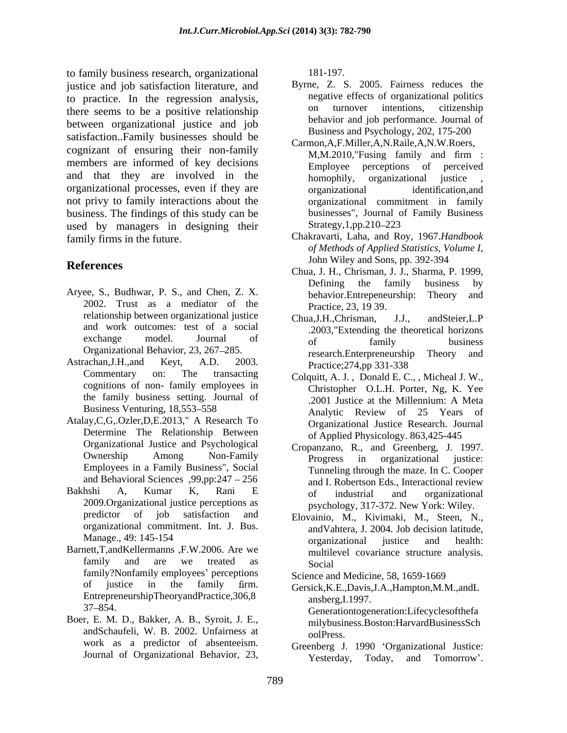to family business research, organizational justice and job satisfaction literature, and to practice. In the regression analysis, there seems to be a positive relationship between organizational justice and job satisfaction..Family businesses should be cognizant of ensuring their non-family members are informed of key decisions and that they are involved in the organizational processes, even if they are not privy to family interactions about the business. The findings of this study can be used by managers in designing their family firms in the future.

## References

Aryee, S., Budhwar, P. S., and Chen, Z. X. 2002. Trust as a mediator of the relationship between organizational justice and work outcomes: test of a social exchange model. Journal of Organizational Behavior, 23, 267–285.

Astrachan,J.H.,and Keyt, A.D. 2003. Commentary on: The transacting cognitions of non- family employees in the family business setting. Journal of Business Venturing, 18,553–558

Atalay,C,G,.Ozler,D,E.2013," A Research To Determine The Relationship Between Organizational Justice and Psychological Ownership Among Non-Family Employees in a Family Business", Social and Behavioral Sciences ,99,pp:247 – 256

Bakhshi A, Kumar K, Rani E 2009.Organizational justice perceptions as predictor of job satisfaction and organizational commitment. Int. J. Bus. Manage., 49: 145-154

Barnett,T,andKellermanns ,F.W.2006. Are we family and are we treated as family?Nonfamily employees' perceptions of justice in the family firm. EntrepreneurshipTheoryandPractice,306,8 37–854.

Boer, E. M. D., Bakker, A. B., Syroit, J. E., andSchaufeli, W. B. 2002. Unfairness at work as a predictor of absenteeism. Journal of Organizational Behavior, 23, 181-197.

Byrne, Z. S. 2005. Fairness reduces the negative effects of organizational politics on turnover intentions, citizenship behavior and job performance. Journal of Business and Psychology, 202, 175-200

Carmon,A,F.Miller,A,N.Raile,A,N.W.Roers, M,M.2010,"Fusing family and firm : Employee perceptions of perceived homophily, organizational justice , organizational identification,and organizational commitment in family businesses", Journal of Family Business Strategy,1,pp.210–223

Chakravarti, Laha, and Roy, 1967.*Handbook of Methods of Applied Statistics, Volume I*, John Wiley and Sons, pp. 392-394

Chua, J. H., Chrisman, J. J., Sharma, P. 1999, Defining the family business by behavior.Entrepeneurship: Theory and Practice, 23, 19 39.

Chua,J.H.,Chrisman, J.J., andSteier,L.P .2003,"Extending the theoretical horizons of family business research.Enterpreneurship Theory and Practice;274,pp 331-338

Colquitt, A. J. , Donald E. C., , Micheal J. W., Christopher O.L.H. Porter, Ng, K. Yee .2001 Justice at the Millennium: A Meta Analytic Review of 25 Years of Organizational Justice Research. Journal of Applied Physicology. 863,425-445

Cropanzano, R., and Greenberg, J. 1997. Progress in organizational justice: Tunneling through the maze. In C. Cooper and I. Robertson Eds., Interactional review of industrial and organizational psychology, 317-372. New York: Wiley.

Elovainio, M., Kivimaki, M., Steen, N., andVahtera, J. 2004. Job decision latitude, organizational justice and health: multilevel covariance structure analysis. Social Science and Medicine, 58, 1659-1669

Gersick,K.E.,Davis,J.A.,Hampton,M.M.,andL ansberg,I.1997. Generationtogeneration:Lifecyclesofthefa milybusiness.Boston:HarvardBusinessSch oolPress.

Greenberg J. 1990 'Organizational Justice: Yesterday, Today, and Tomorrow'.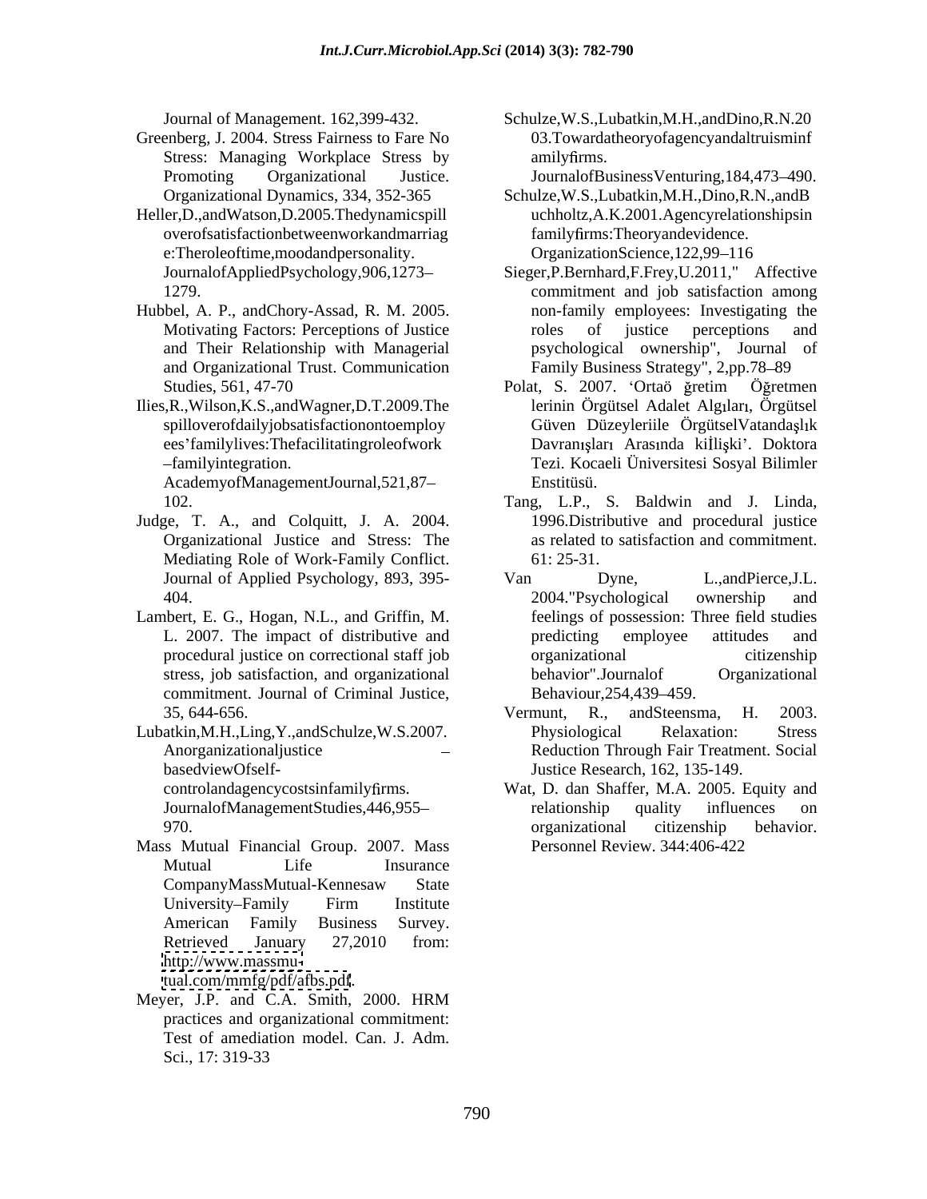Journal of Management. 162,399-432.

Greenberg, J. 2004. Stress Fairness to Fare No Stress: Managing Workplace Stress by Promoting Organizational Justice. Organizational Dynamics, 334, 352-365

Heller,D.,andWatson,D.2005.Thedynamicspilloverofsatisfactionbetweenworkandmarriage:Theroleoftime,moodandpersonality. JournalofAppliedPsychology,906,1273–1279.

Hubbel, A. P., andChory-Assad, R. M. 2005. Motivating Factors: Perceptions of Justice and Their Relationship with Managerial and Organizational Trust. Communication Studies, 561, 47-70

Ilies,R.,Wilson,K.S.,andWagner,D.T.2009.The spilloverofdailyjobsatisfactionontoemployees'familylives:Thefacilitatingroleofwork–familyintegration. AcademyofManagementJournal,521,87–102.

Judge, T. A., and Colquitt, J. A. 2004. Organizational Justice and Stress: The Mediating Role of Work-Family Conflict. Journal of Applied Psychology, 893, 395-404.

Lambert, E. G., Hogan, N.L., and Griffin, M. L. 2007. The impact of distributive and procedural justice on correctional staff job stress, job satisfaction, and organizational commitment. Journal of Criminal Justice, 35, 644-656.

Lubatkin,M.H.,Ling,Y.,andSchulze,W.S.2007. Anorganizationaljustice – basedviewOfself-controlandagencycostsinfamilyfirms. JournalofManagementStudies,446,955–970.

Mass Mutual Financial Group. 2007. Mass Mutual Life Insurance CompanyMassMutual-Kennesaw State University–Family Firm Institute American Family Business Survey. Retrieved January 27,2010 from: http://www.massmutual.com/mmfg/pdf/afbs.pdf.

Meyer, J.P. and C.A. Smith, 2000. HRM practices and organizational commitment: Test of amediation model. Can. J. Adm. Sci., 17: 319-33

Schulze,W.S.,Lubatkin,M.H.,andDino,R.N.2003.Towardatheoryofagencyandaltruisminfamilyfirms. JournalofBusinessVenturing,184,473–490.

Schulze,W.S.,Lubatkin,M.H.,Dino,R.N.,andBuchholtz,A.K.2001.Agencyrelationshipsinfamilyfirms:Theoryandevidence. OrganizationScience,122,99–116

Sieger,P.Bernhard,F.Frey,U.2011," Affective commitment and job satisfaction among non-family employees: Investigating the roles of justice perceptions and psychological ownership", Journal of Family Business Strategy", 2,pp.78–89

Polat, S. 2007. 'Ortaö ğretim Öğretmen lerinin Örgütsel Adalet Algıları, Örgütsel Güven Düzeyleriile ÖrgütselVatandaşlık Davranışları Arasında kiİlişki'. Doktora Tezi. Kocaeli Üniversitesi Sosyal Bilimler Enstitüsü.

Tang, L.P., S. Baldwin and J. Linda, 1996.Distributive and procedural justice as related to satisfaction and commitment. 61: 25-31.

Van Dyne, L.,andPierce,J.L. 2004."Psychological ownership and feelings of possession: Three field studies predicting employee attitudes and organizational citizenship behavior".Journalof Organizational Behaviour,254,439–459.

Vermunt, R., andSteensma, H. 2003. Physiological Relaxation: Stress Reduction Through Fair Treatment. Social Justice Research, 162, 135-149.

Wat, D. dan Shaffer, M.A. 2005. Equity and relationship quality influences on organizational citizenship behavior. Personnel Review. 344:406-422